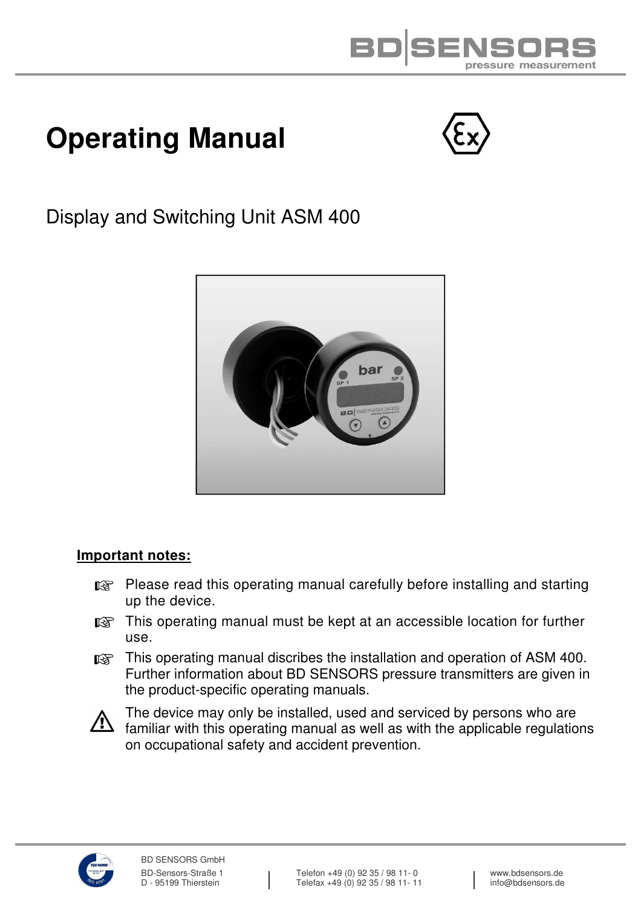# Operating Manual

Display and Switching Unit ASM 400

**Important notes:**

- Please read this operating manual carefully before installing and starting up the device.
- This operating manual must be kept at an accessible location for further use.
- This operating manual discribes the installation and operation of ASM 400. Further information about BD SENSORS pressure transmitters are given in the product-specific operating manuals.

⚠ The device may only be installed, used and serviced by persons who are familiar with this operating manual as well as with the applicable regulations on occupational safety and accident prevention.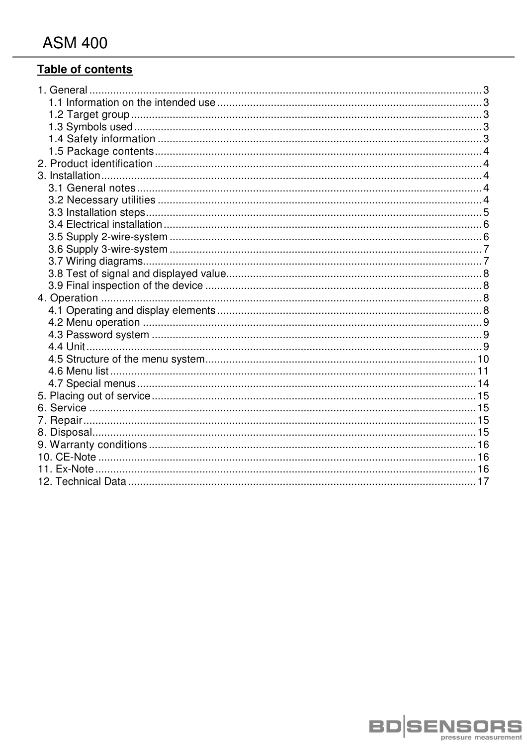## Table of contents

1. General ..... 3
   - 1.1 Information on the intended use ..... 3
   - 1.2 Target group ..... 3
   - 1.3 Symbols used ..... 3
   - 1.4 Safety information ..... 3
   - 1.5 Package contents ..... 4
2. Product identification ..... 4
3. Installation ..... 4
   - 3.1 General notes ..... 4
   - 3.2 Necessary utilities ..... 4
   - 3.3 Installation steps ..... 5
   - 3.4 Electrical installation ..... 6
   - 3.5 Supply 2-wire-system ..... 6
   - 3.6 Supply 3-wire-system ..... 7
   - 3.7 Wiring diagrams ..... 7
   - 3.8 Test of signal and displayed value ..... 8
   - 3.9 Final inspection of the device ..... 8
4. Operation ..... 8
   - 4.1 Operating and display elements ..... 8
   - 4.2 Menu operation ..... 9
   - 4.3 Password system ..... 9
   - 4.4 Unit ..... 9
   - 4.5 Structure of the menu system ..... 10
   - 4.6 Menu list ..... 11
   - 4.7 Special menus ..... 14
5. Placing out of service ..... 15
6. Service ..... 15
7. Repair ..... 15
8. Disposal ..... 15
9. Warranty conditions ..... 16
10. CE-Note ..... 16
11. Ex-Note ..... 16
12. Technical Data ..... 17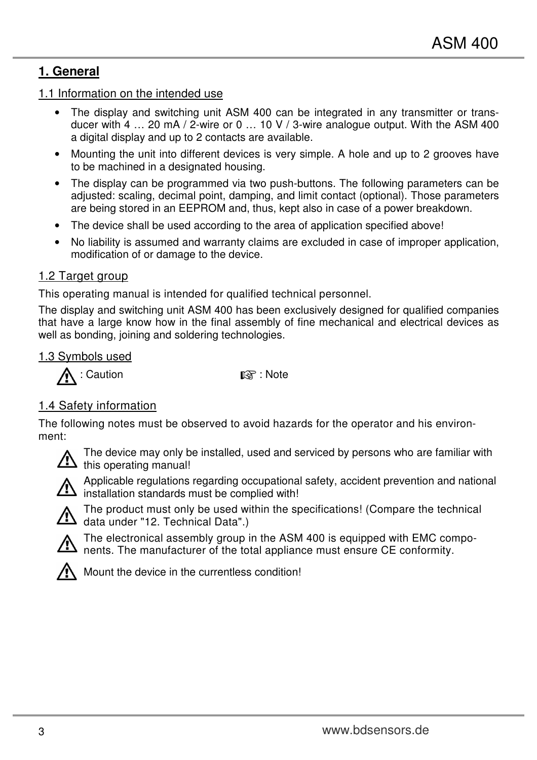## 1. General

### 1.1 Information on the intended use

- The display and switching unit ASM 400 can be integrated in any transmitter or transducer with 4 … 20 mA / 2-wire or 0 … 10 V / 3-wire analogue output. With the ASM 400 a digital display and up to 2 contacts are available.
- Mounting the unit into different devices is very simple. A hole and up to 2 grooves have to be machined in a designated housing.
- The display can be programmed via two push-buttons. The following parameters can be adjusted: scaling, decimal point, damping, and limit contact (optional). Those parameters are being stored in an EEPROM and, thus, kept also in case of a power breakdown.
- The device shall be used according to the area of application specified above!
- No liability is assumed and warranty claims are excluded in case of improper application, modification of or damage to the device.

### 1.2 Target group

This operating manual is intended for qualified technical personnel.

The display and switching unit ASM 400 has been exclusively designed for qualified companies that have a large know how in the final assembly of fine mechanical and electrical devices as well as bonding, joining and soldering technologies.

### 1.3 Symbols used

⚠ : Caution ☞ : Note

### 1.4 Safety information

The following notes must be observed to avoid hazards for the operator and his environment:

⚠ The device may only be installed, used and serviced by persons who are familiar with this operating manual!

⚠ Applicable regulations regarding occupational safety, accident prevention and national installation standards must be complied with!

⚠ The product must only be used within the specifications! (Compare the technical data under "12. Technical Data".)

⚠ The electronical assembly group in the ASM 400 is equipped with EMC components. The manufacturer of the total appliance must ensure CE conformity.

⚠ Mount the device in the currentless condition!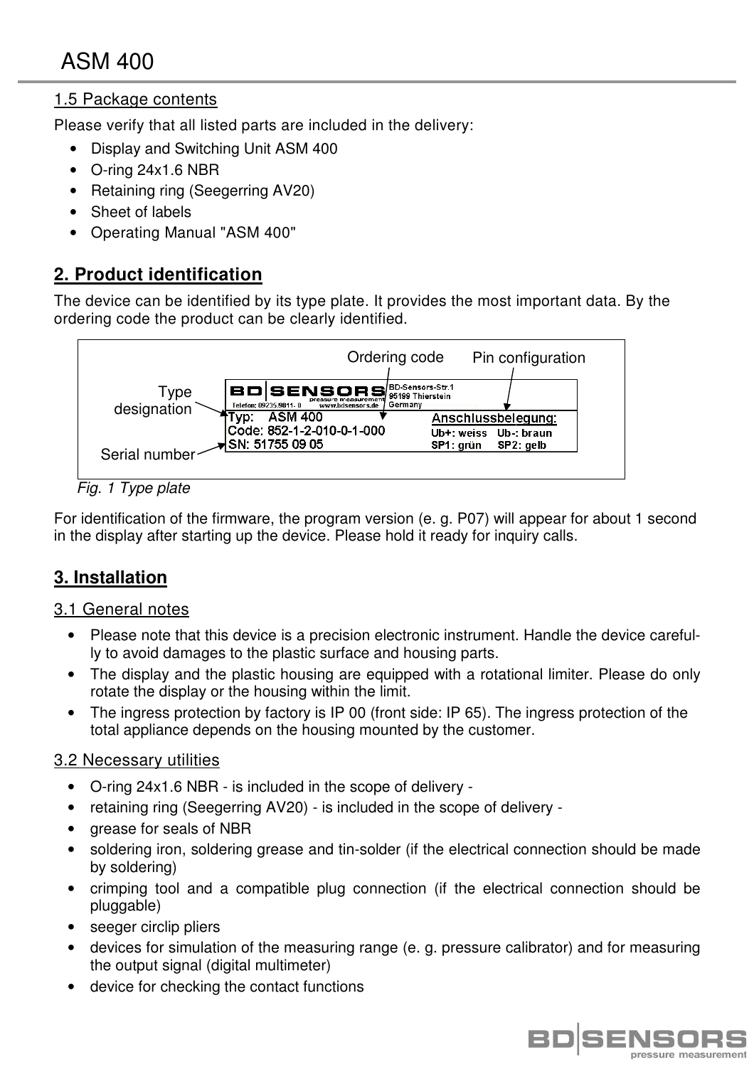### 1.5 Package contents

Please verify that all listed parts are included in the delivery:

- Display and Switching Unit ASM 400
- O-ring 24x1.6 NBR
- Retaining ring (Seegerring AV20)
- Sheet of labels
- Operating Manual "ASM 400"

## 2. Product identification

The device can be identified by its type plate. It provides the most important data. By the ordering code the product can be clearly identified.

*Fig. 1 Type plate*

For identification of the firmware, the program version (e. g. P07) will appear for about 1 second in the display after starting up the device. Please hold it ready for inquiry calls.

## 3. Installation

### 3.1 General notes

- Please note that this device is a precision electronic instrument. Handle the device carefully to avoid damages to the plastic surface and housing parts.
- The display and the plastic housing are equipped with a rotational limiter. Please do only rotate the display or the housing within the limit.
- The ingress protection by factory is IP 00 (front side: IP 65). The ingress protection of the total appliance depends on the housing mounted by the customer.

### 3.2 Necessary utilities

- O-ring 24x1.6 NBR - is included in the scope of delivery -
- retaining ring (Seegerring AV20) - is included in the scope of delivery -
- grease for seals of NBR
- soldering iron, soldering grease and tin-solder (if the electrical connection should be made by soldering)
- crimping tool and a compatible plug connection (if the electrical connection should be pluggable)
- seeger circlip pliers
- devices for simulation of the measuring range (e. g. pressure calibrator) and for measuring the output signal (digital multimeter)
- device for checking the contact functions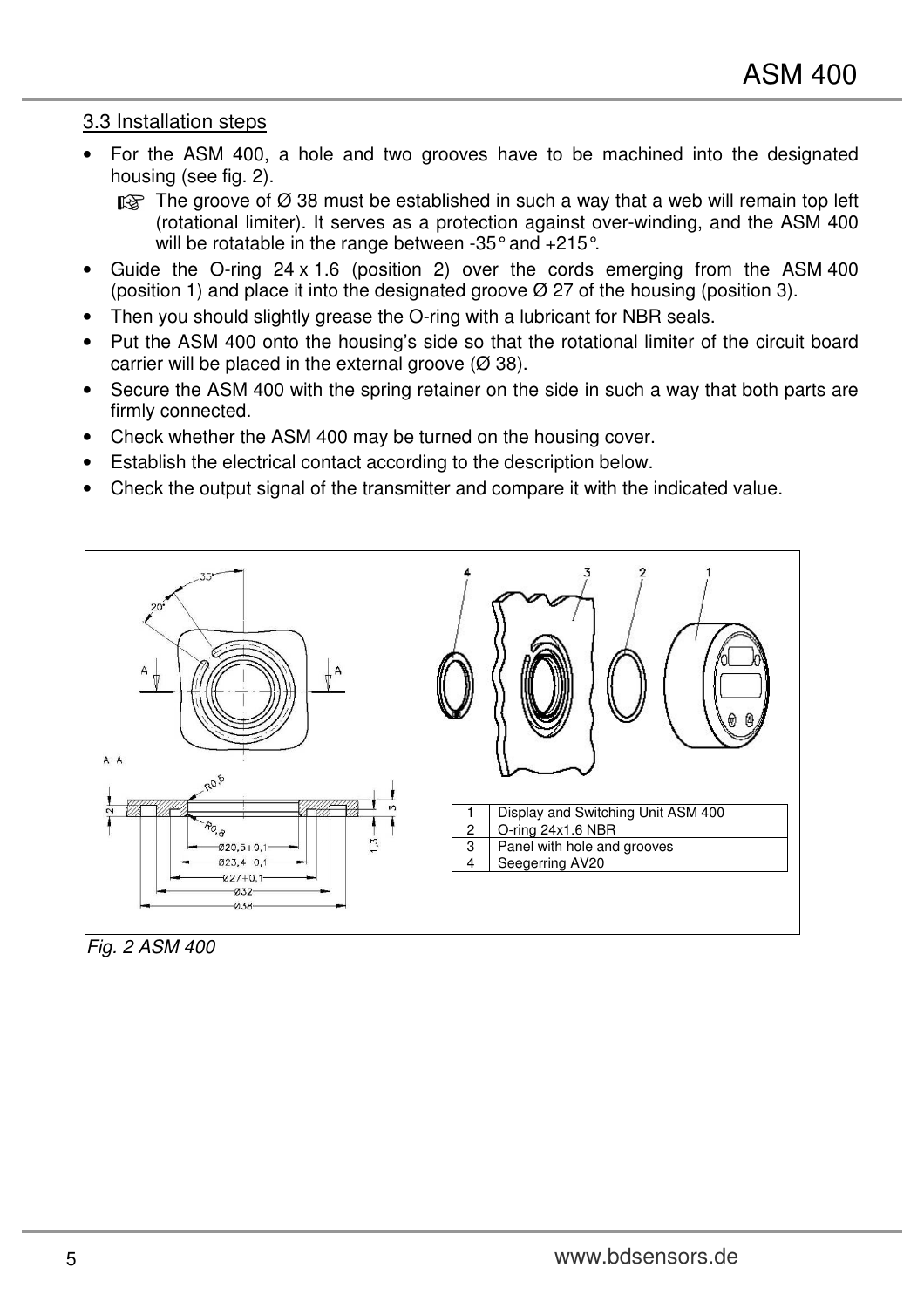### 3.3 Installation steps

- For the ASM 400, a hole and two grooves have to be machined into the designated housing (see fig. 2).
  - ☞ The groove of Ø 38 must be established in such a way that a web will remain top left (rotational limiter). It serves as a protection against over-winding, and the ASM 400 will be rotatable in the range between -35° and +215°.
- Guide the O-ring 24 x 1.6 (position 2) over the cords emerging from the ASM 400 (position 1) and place it into the designated groove Ø 27 of the housing (position 3).
- Then you should slightly grease the O-ring with a lubricant for NBR seals.
- Put the ASM 400 onto the housing's side so that the rotational limiter of the circuit board carrier will be placed in the external groove (Ø 38).
- Secure the ASM 400 with the spring retainer on the side in such a way that both parts are firmly connected.
- Check whether the ASM 400 may be turned on the housing cover.
- Establish the electrical contact according to the description below.
- Check the output signal of the transmitter and compare it with the indicated value.

| | |
|---|---|
| 1 | Display and Switching Unit ASM 400 |
| 2 | O-ring 24x1.6 NBR |
| 3 | Panel with hole and grooves |
| 4 | Seegerring AV20 |

*Fig. 2 ASM 400*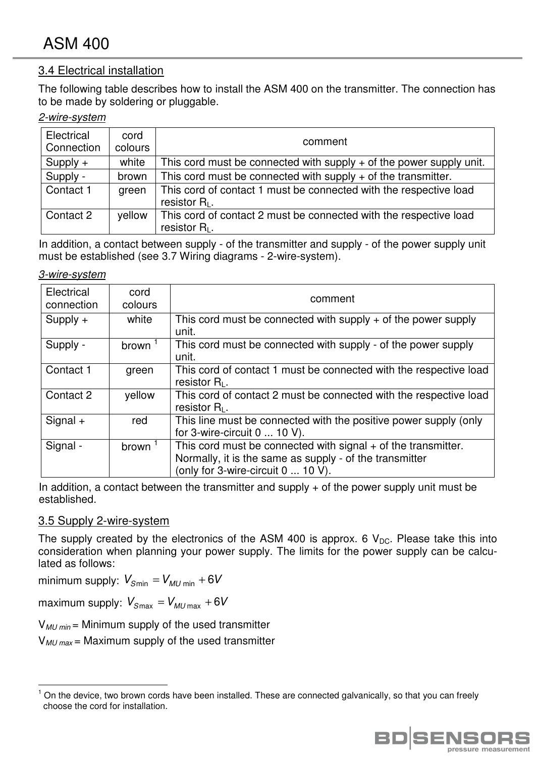## 3.4 Electrical installation

The following table describes how to install the ASM 400 on the transmitter. The connection has to be made by soldering or pluggable.

*2-wire-system*

| Electrical Connection | cord colours | comment |
| --- | --- | --- |
| Supply + | white | This cord must be connected with supply + of the power supply unit. |
| Supply - | brown | This cord must be connected with supply + of the transmitter. |
| Contact 1 | green | This cord of contact 1 must be connected with the respective load resistor $R_L$. |
| Contact 2 | yellow | This cord of contact 2 must be connected with the respective load resistor $R_L$. |

In addition, a contact between supply - of the transmitter and supply - of the power supply unit must be established (see 3.7 Wiring diagrams - 2-wire-system).

*3-wire-system*

| Electrical connection | cord colours | comment |
| --- | --- | --- |
| Supply + | white | This cord must be connected with supply + of the power supply unit. |
| Supply - | brown [1] | This cord must be connected with supply - of the power supply unit. |
| Contact 1 | green | This cord of contact 1 must be connected with the respective load resistor $R_L$. |
| Contact 2 | yellow | This cord of contact 2 must be connected with the respective load resistor $R_L$. |
| Signal + | red | This line must be connected with the positive power supply (only for 3-wire-circuit 0 ... 10 V). |
| Signal - | brown [1] | This cord must be connected with signal + of the transmitter. Normally, it is the same as supply - of the transmitter (only for 3-wire-circuit 0 ... 10 V). |

In addition, a contact between the transmitter and supply + of the power supply unit must be established.

## 3.5 Supply 2-wire-system

The supply created by the electronics of the ASM 400 is approx. 6 $V_{DC}$. Please take this into consideration when planning your power supply. The limits for the power supply can be calculated as follows:

minimum supply: $V_{S\min} = V_{MU\min} + 6V$

maximum supply: $V_{S\max} = V_{MU\max} + 6V$

$V_{MU\ min}$ = Minimum supply of the used transmitter

$V_{MU\ max}$ = Maximum supply of the used transmitter

[1] On the device, two brown cords have been installed. These are connected galvanically, so that you can freely choose the cord for installation.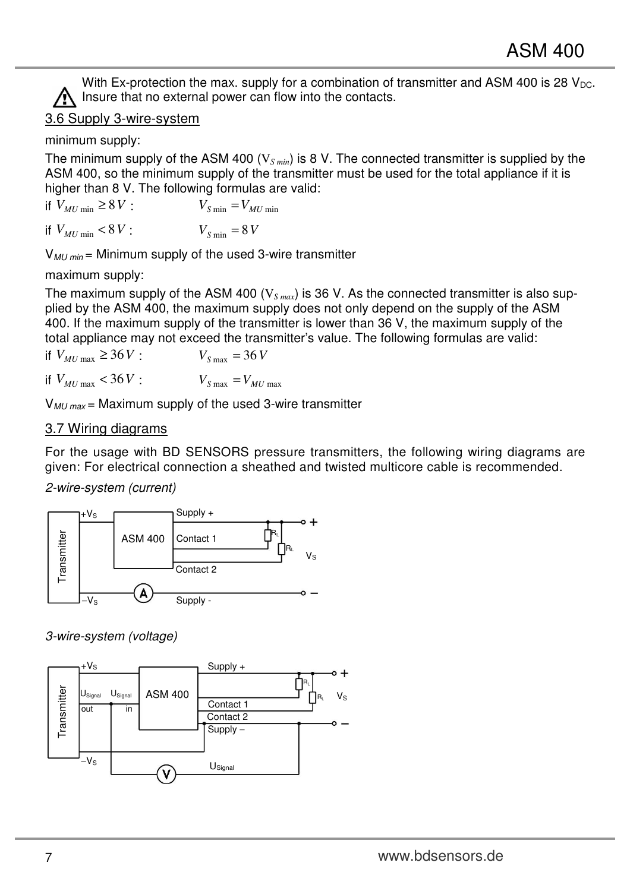With Ex-protection the max. supply for a combination of transmitter and ASM 400 is 28 $V_{DC}$. Insure that no external power can flow into the contacts.

## 3.6 Supply 3-wire-system

minimum supply:

The minimum supply of the ASM 400 ($V_{S\,min}$) is 8 V. The connected transmitter is supplied by the ASM 400, so the minimum supply of the transmitter must be used for the total appliance if it is higher than 8 V. The following formulas are valid:

if $V_{MU\,\min} \geq 8\,V$ : $V_{S\,\min} = V_{MU\,\min}$

if $V_{MU\,\min} < 8\,V$ : $V_{S\,\min} = 8\,V$

$V_{MU\,min}$ = Minimum supply of the used 3-wire transmitter

maximum supply:

The maximum supply of the ASM 400 ($V_{S\,max}$) is 36 V. As the connected transmitter is also supplied by the ASM 400, the maximum supply does not only depend on the supply of the ASM 400. If the maximum supply of the transmitter is lower than 36 V, the maximum supply of the total appliance may not exceed the transmitter's value. The following formulas are valid:

if $V_{MU\,\max} \geq 36\,V$ : $V_{S\,\max} = 36\,V$

if $V_{MU\,\max} < 36\,V$ : $V_{S\,\max} = V_{MU\,\max}$

$V_{MU\,max}$ = Maximum supply of the used 3-wire transmitter

## 3.7 Wiring diagrams

For the usage with BD SENSORS pressure transmitters, the following wiring diagrams are given: For electrical connection a sheathed and twisted multicore cable is recommended.

*2-wire-system (current)*

*3-wire-system (voltage)*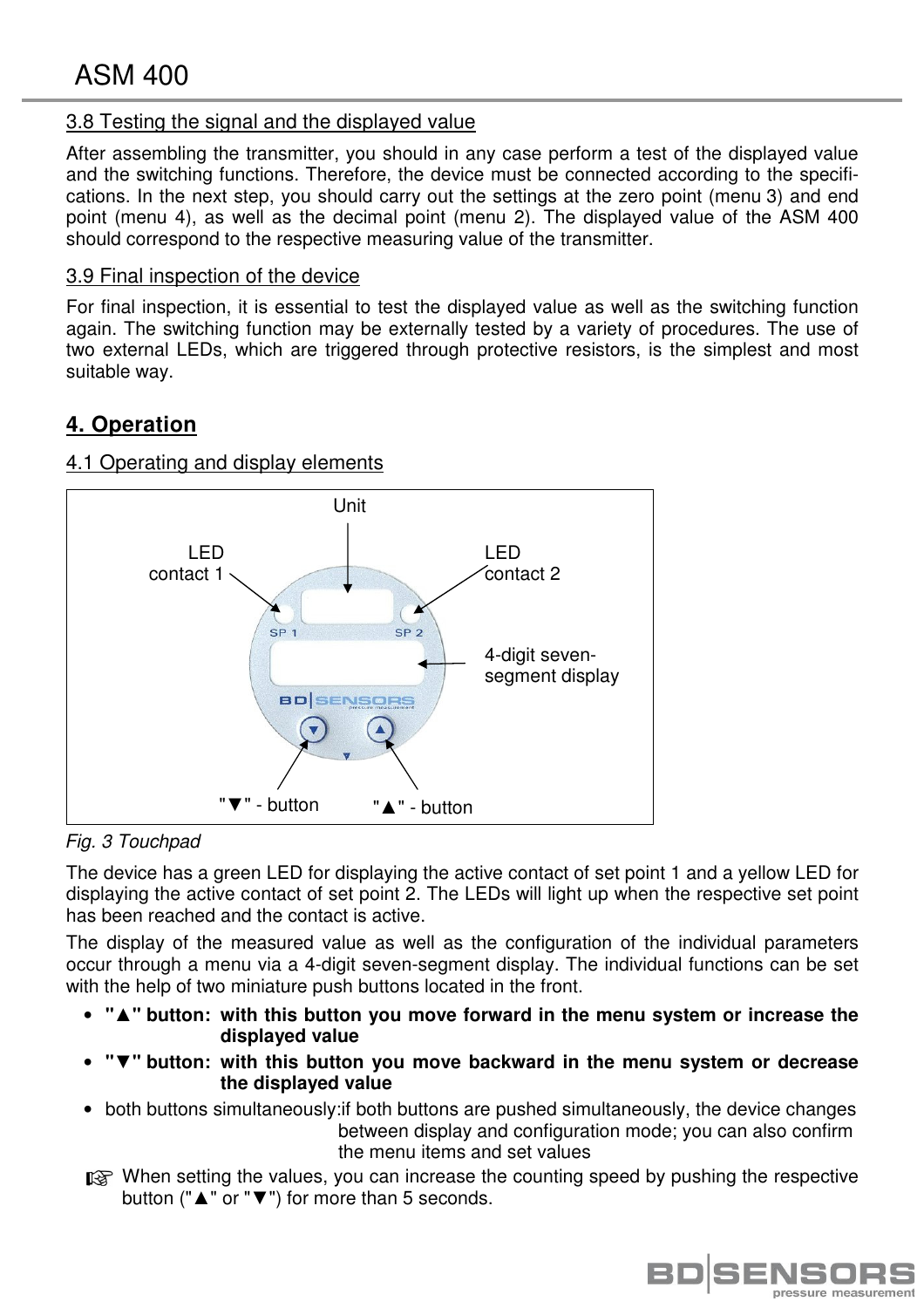### 3.8 Testing the signal and the displayed value

After assembling the transmitter, you should in any case perform a test of the displayed value and the switching functions. Therefore, the device must be connected according to the specifications. In the next step, you should carry out the settings at the zero point (menu 3) and end point (menu 4), as well as the decimal point (menu 2). The displayed value of the ASM 400 should correspond to the respective measuring value of the transmitter.

### 3.9 Final inspection of the device

For final inspection, it is essential to test the displayed value as well as the switching function again. The switching function may be externally tested by a variety of procedures. The use of two external LEDs, which are triggered through protective resistors, is the simplest and most suitable way.

## 4. Operation

### 4.1 Operating and display elements

Unit

LED contact 1

LED contact 2

4-digit seven-segment display

"▼" - button

"▲" - button

*Fig. 3 Touchpad*

The device has a green LED for displaying the active contact of set point 1 and a yellow LED for displaying the active contact of set point 2. The LEDs will light up when the respective set point has been reached and the contact is active.

The display of the measured value as well as the configuration of the individual parameters occur through a menu via a 4-digit seven-segment display. The individual functions can be set with the help of two miniature push buttons located in the front.

- **"▲" button: with this button you move forward in the menu system or increase the displayed value**
- **"▼" button: with this button you move backward in the menu system or decrease the displayed value**
- both buttons simultaneously: if both buttons are pushed simultaneously, the device changes between display and configuration mode; you can also confirm the menu items and set values

☞ When setting the values, you can increase the counting speed by pushing the respective button ("▲" or "▼") for more than 5 seconds.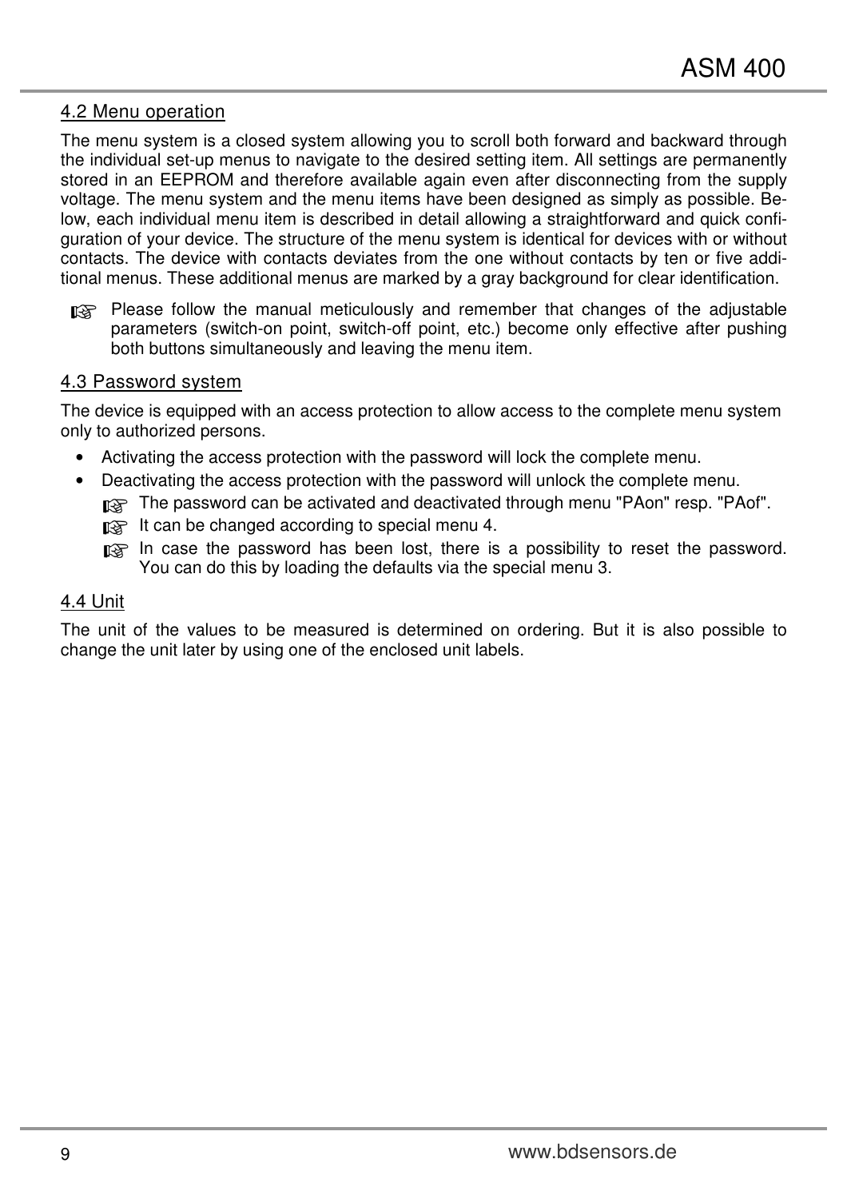## 4.2 Menu operation

The menu system is a closed system allowing you to scroll both forward and backward through the individual set-up menus to navigate to the desired setting item. All settings are permanently stored in an EEPROM and therefore available again even after disconnecting from the supply voltage. The menu system and the menu items have been designed as simply as possible. Below, each individual menu item is described in detail allowing a straightforward and quick configuration of your device. The structure of the menu system is identical for devices with or without contacts. The device with contacts deviates from the one without contacts by ten or five additional menus. These additional menus are marked by a gray background for clear identification.

☞ Please follow the manual meticulously and remember that changes of the adjustable parameters (switch-on point, switch-off point, etc.) become only effective after pushing both buttons simultaneously and leaving the menu item.

## 4.3 Password system

The device is equipped with an access protection to allow access to the complete menu system only to authorized persons.

- Activating the access protection with the password will lock the complete menu.
- Deactivating the access protection with the password will unlock the complete menu.
  - ☞ The password can be activated and deactivated through menu "PAon" resp. "PAof".
  - ☞ It can be changed according to special menu 4.
  - ☞ In case the password has been lost, there is a possibility to reset the password. You can do this by loading the defaults via the special menu 3.

## 4.4 Unit

The unit of the values to be measured is determined on ordering. But it is also possible to change the unit later by using one of the enclosed unit labels.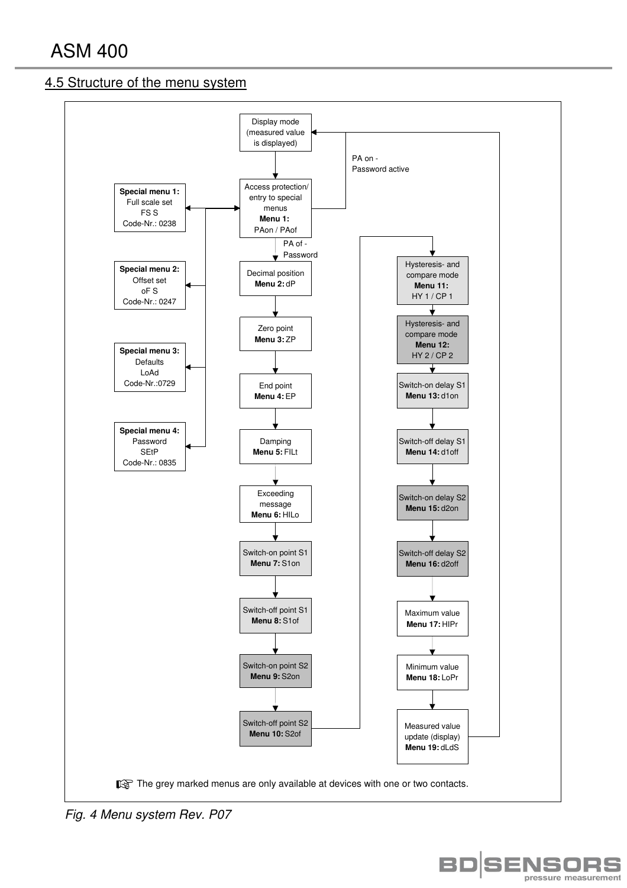## 4.5 Structure of the menu system

Display mode (measured value is displayed)

Access protection/ entry to special menus
**Menu 1:** PAon / PAof

PA on - Password active

PA of - Password

**Special menu 1:** Full scale set FS S Code-Nr.: 0238

**Special menu 2:** Offset set oF S Code-Nr.: 0247

**Special menu 3:** Defaults LoAd Code-Nr.:0729

**Special menu 4:** Password SEtP Code-Nr.: 0835

Decimal position **Menu 2:** dP

Zero point **Menu 3:** ZP

End point **Menu 4:** EP

Damping **Menu 5:** FILt

Exceeding message **Menu 6:** HILo

Switch-on point S1 **Menu 7:** S1on

Switch-off point S1 **Menu 8:** S1of

Switch-on point S2 **Menu 9:** S2on

Switch-off point S2 **Menu 10:** S2of

Hysteresis- and compare mode **Menu 11:** HY 1 / CP 1

Hysteresis- and compare mode **Menu 12:** HY 2 / CP 2

Switch-on delay S1 **Menu 13:** d1on

Switch-off delay S1 **Menu 14:** d1off

Switch-on delay S2 **Menu 15:** d2on

Switch-off delay S2 **Menu 16:** d2off

Maximum value **Menu 17:** HIPr

Minimum value **Menu 18:** LoPr

Measured value update (display) **Menu 19:** dLdS

☞ The grey marked menus are only available at devices with one or two contacts.

*Fig. 4 Menu system Rev. P07*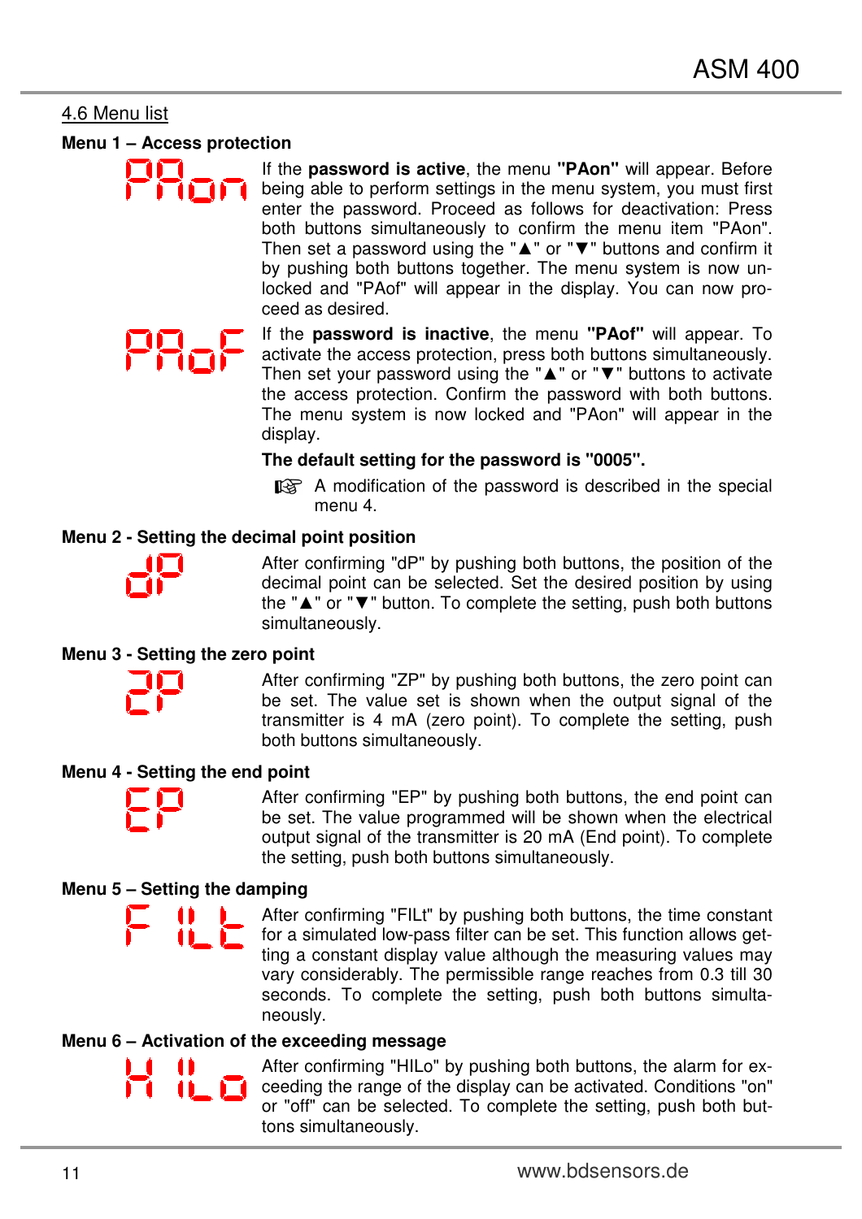## 4.6 Menu list

### Menu 1 – Access protection

PAon

If the **password is active**, the menu **"PAon"** will appear. Before being able to perform settings in the menu system, you must first enter the password. Proceed as follows for deactivation: Press both buttons simultaneously to confirm the menu item "PAon". Then set a password using the "▲" or "▼" buttons and confirm it by pushing both buttons together. The menu system is now unlocked and "PAof" will appear in the display. You can now proceed as desired.

PAoF

If the **password is inactive**, the menu **"PAof"** will appear. To activate the access protection, press both buttons simultaneously. Then set your password using the "▲" or "▼" buttons to activate the access protection. Confirm the password with both buttons. The menu system is now locked and "PAon" will appear in the display.

**The default setting for the password is "0005".**

☞ A modification of the password is described in the special menu 4.

### Menu 2 - Setting the decimal point position

dP

After confirming "dP" by pushing both buttons, the position of the decimal point can be selected. Set the desired position by using the "▲" or "▼" button. To complete the setting, push both buttons simultaneously.

### Menu 3 - Setting the zero point

ZP

After confirming "ZP" by pushing both buttons, the zero point can be set. The value set is shown when the output signal of the transmitter is 4 mA (zero point). To complete the setting, push both buttons simultaneously.

### Menu 4 - Setting the end point

EP

After confirming "EP" by pushing both buttons, the end point can be set. The value programmed will be shown when the electrical output signal of the transmitter is 20 mA (End point). To complete the setting, push both buttons simultaneously.

### Menu 5 – Setting the damping

FILt

After confirming "FILt" by pushing both buttons, the time constant for a simulated low-pass filter can be set. This function allows getting a constant display value although the measuring values may vary considerably. The permissible range reaches from 0.3 till 30 seconds. To complete the setting, push both buttons simultaneously.

### Menu 6 – Activation of the exceeding message

HILo

After confirming "HILo" by pushing both buttons, the alarm for exceeding the range of the display can be activated. Conditions "on" or "off" can be selected. To complete the setting, push both buttons simultaneously.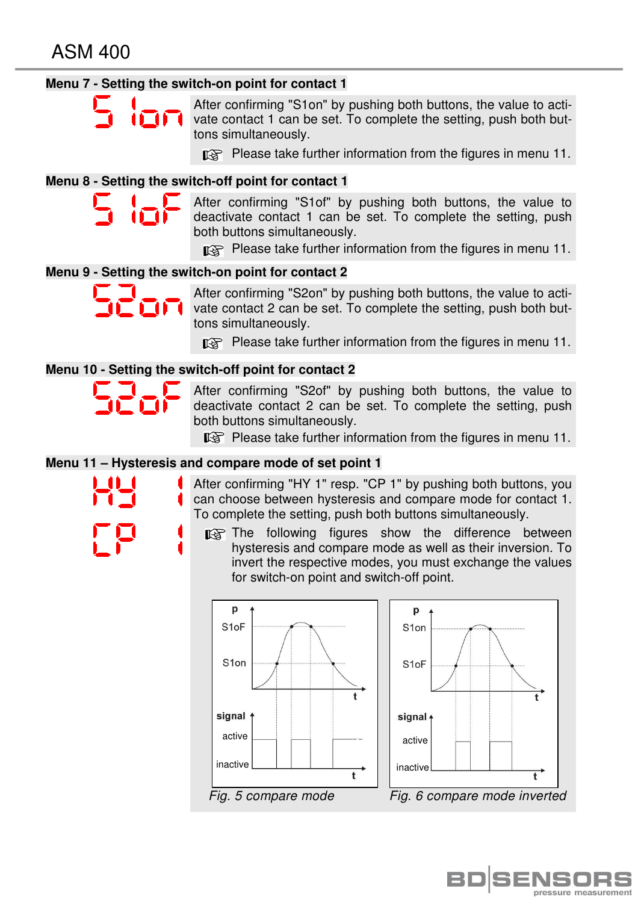## Menu 7 - Setting the switch-on point for contact 1

After confirming "S1on" by pushing both buttons, the value to activate contact 1 can be set. To complete the setting, push both buttons simultaneously.

☞ Please take further information from the figures in menu 11.

## Menu 8 - Setting the switch-off point for contact 1

After confirming "S1of" by pushing both buttons, the value to deactivate contact 1 can be set. To complete the setting, push both buttons simultaneously.

☞ Please take further information from the figures in menu 11.

## Menu 9 - Setting the switch-on point for contact 2

After confirming "S2on" by pushing both buttons, the value to activate contact 2 can be set. To complete the setting, push both buttons simultaneously.

☞ Please take further information from the figures in menu 11.

## Menu 10 - Setting the switch-off point for contact 2

After confirming "S2of" by pushing both buttons, the value to deactivate contact 2 can be set. To complete the setting, push both buttons simultaneously.

☞ Please take further information from the figures in menu 11.

## Menu 11 – Hysteresis and compare mode of set point 1

After confirming "HY 1" resp. "CP 1" by pushing both buttons, you can choose between hysteresis and compare mode for contact 1. To complete the setting, push both buttons simultaneously.

☞ The following figures show the difference between hysteresis and compare mode as well as their inversion. To invert the respective modes, you must exchange the values for switch-on point and switch-off point.

*Fig. 5 compare mode*

*Fig. 6 compare mode inverted*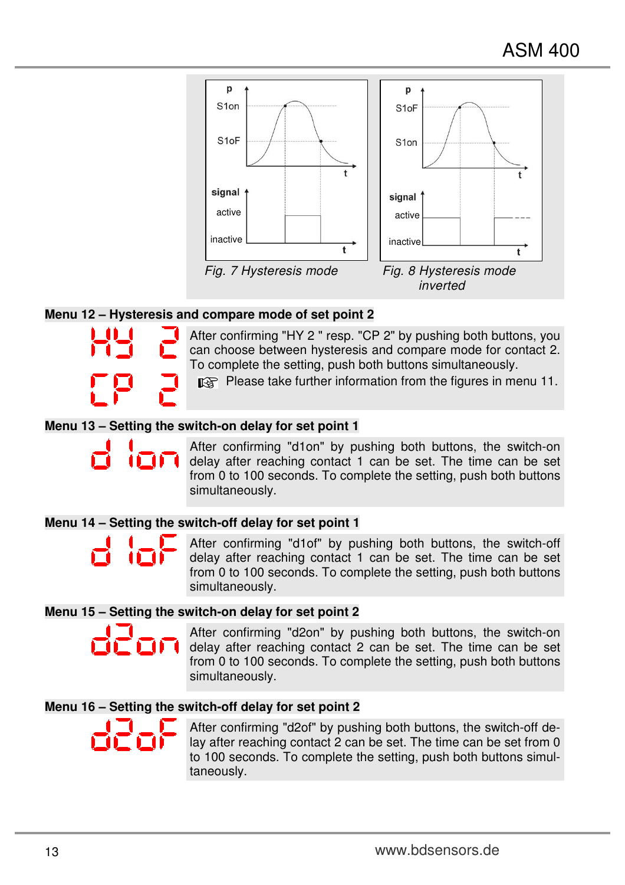Fig. 7 Hysteresis mode

Fig. 8 Hysteresis mode inverted

**Menu 12 – Hysteresis and compare mode of set point 2**

After confirming "HY 2 " resp. "CP 2" by pushing both buttons, you can choose between hysteresis and compare mode for contact 2. To complete the setting, push both buttons simultaneously.

☞ Please take further information from the figures in menu 11.

**Menu 13 – Setting the switch-on delay for set point 1**

After confirming "d1on" by pushing both buttons, the switch-on delay after reaching contact 1 can be set. The time can be set from 0 to 100 seconds. To complete the setting, push both buttons simultaneously.

**Menu 14 – Setting the switch-off delay for set point 1**

After confirming "d1of" by pushing both buttons, the switch-off delay after reaching contact 1 can be set. The time can be set from 0 to 100 seconds. To complete the setting, push both buttons simultaneously.

**Menu 15 – Setting the switch-on delay for set point 2**

After confirming "d2on" by pushing both buttons, the switch-on delay after reaching contact 2 can be set. The time can be set from 0 to 100 seconds. To complete the setting, push both buttons simultaneously.

**Menu 16 – Setting the switch-off delay for set point 2**

After confirming "d2of" by pushing both buttons, the switch-off delay after reaching contact 2 can be set. The time can be set from 0 to 100 seconds. To complete the setting, push both buttons simultaneously.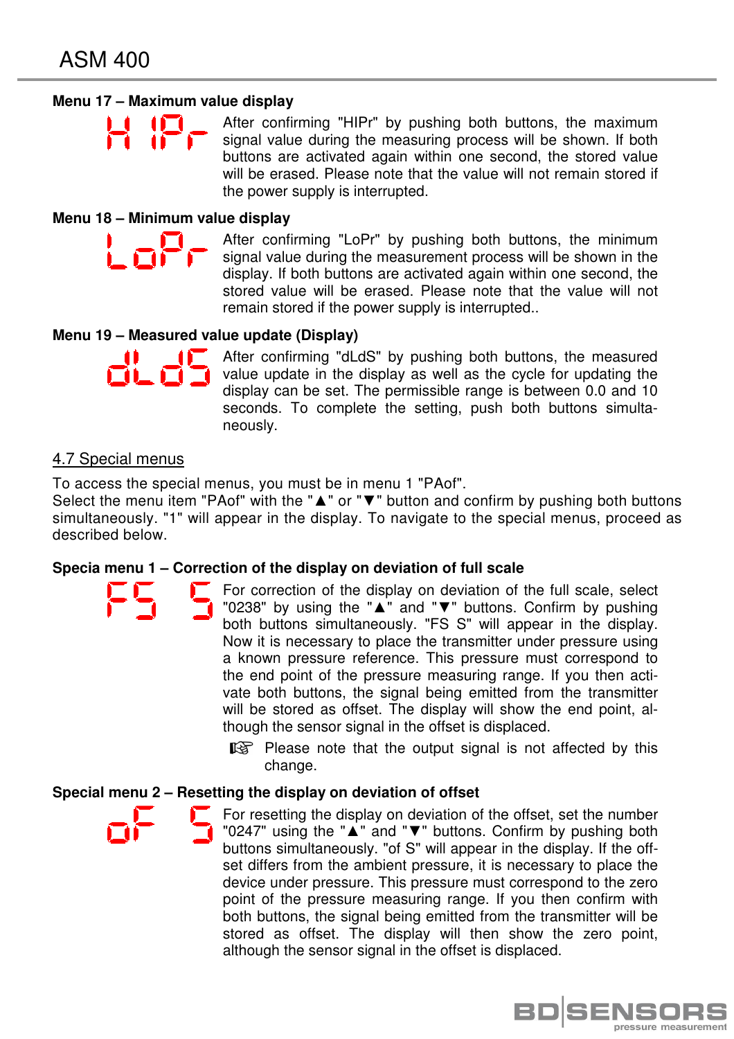### Menu 17 – Maximum value display

HIPr

After confirming "HIPr" by pushing both buttons, the maximum signal value during the measuring process will be shown. If both buttons are activated again within one second, the stored value will be erased. Please note that the value will not remain stored if the power supply is interrupted.

### Menu 18 – Minimum value display

LoPr

After confirming "LoPr" by pushing both buttons, the minimum signal value during the measurement process will be shown in the display. If both buttons are activated again within one second, the stored value will be erased. Please note that the value will not remain stored if the power supply is interrupted..

### Menu 19 – Measured value update (Display)

dLdS

After confirming "dLdS" by pushing both buttons, the measured value update in the display as well as the cycle for updating the display can be set. The permissible range is between 0.0 and 10 seconds. To complete the setting, push both buttons simultaneously.

## 4.7 Special menus

To access the special menus, you must be in menu 1 "PAof".
Select the menu item "PAof" with the "▲" or "▼" button and confirm by pushing both buttons simultaneously. "1" will appear in the display. To navigate to the special menus, proceed as described below.

### Specia menu 1 – Correction of the display on deviation of full scale

FS S

For correction of the display on deviation of the full scale, select "0238" by using the "▲" and "▼" buttons. Confirm by pushing both buttons simultaneously. "FS S" will appear in the display. Now it is necessary to place the transmitter under pressure using a known pressure reference. This pressure must correspond to the end point of the pressure measuring range. If you then activate both buttons, the signal being emitted from the transmitter will be stored as offset. The display will show the end point, although the sensor signal in the offset is displaced.

☞ Please note that the output signal is not affected by this change.

### Special menu 2 – Resetting the display on deviation of offset

oF S

For resetting the display on deviation of the offset, set the number "0247" using the "▲" and "▼" buttons. Confirm by pushing both buttons simultaneously. "of S" will appear in the display. If the offset differs from the ambient pressure, it is necessary to place the device under pressure. This pressure must correspond to the zero point of the pressure measuring range. If you then confirm with both buttons, the signal being emitted from the transmitter will be stored as offset. The display will then show the zero point, although the sensor signal in the offset is displaced.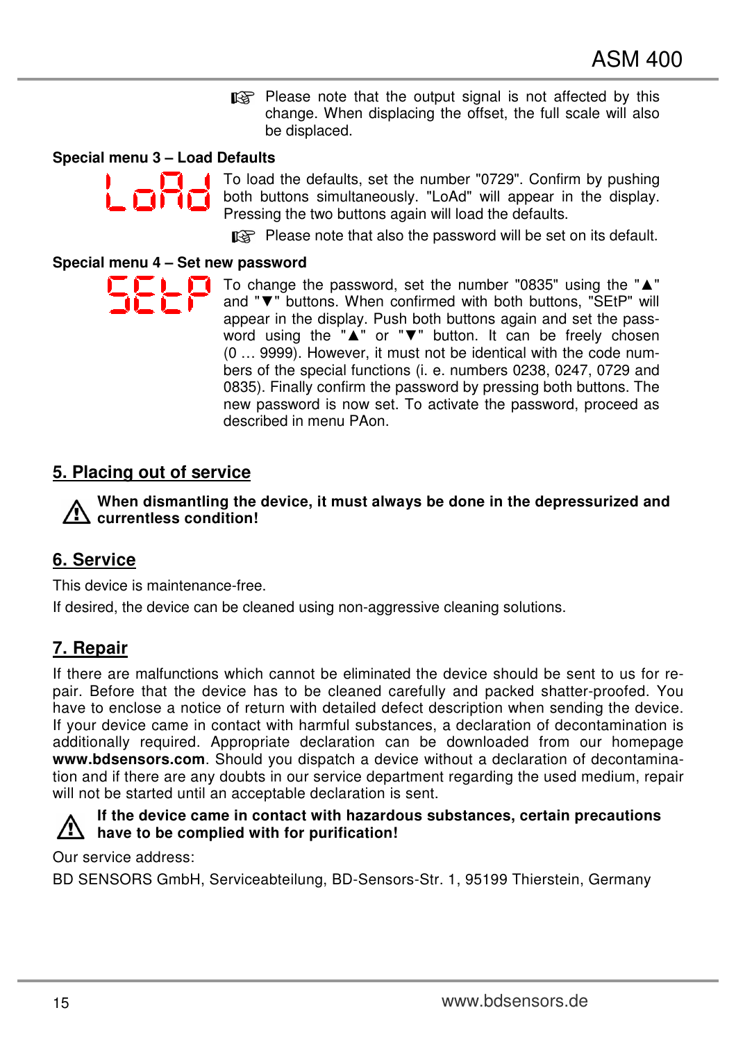☞ Please note that the output signal is not affected by this change. When displacing the offset, the full scale will also be displaced.

**Special menu 3 – Load Defaults**

LoAd

To load the defaults, set the number "0729". Confirm by pushing both buttons simultaneously. "LoAd" will appear in the display. Pressing the two buttons again will load the defaults.

☞ Please note that also the password will be set on its default.

**Special menu 4 – Set new password**

SEtP

To change the password, set the number "0835" using the "▲" and "▼" buttons. When confirmed with both buttons, "SEtP" will appear in the display. Push both buttons again and set the password using the "▲" or "▼" button. It can be freely chosen (0 … 9999). However, it must not be identical with the code numbers of the special functions (i. e. numbers 0238, 0247, 0729 and 0835). Finally confirm the password by pressing both buttons. The new password is now set. To activate the password, proceed as described in menu PAon.

## 5. Placing out of service

⚠ **When dismantling the device, it must always be done in the depressurized and currentless condition!**

## 6. Service

This device is maintenance-free.

If desired, the device can be cleaned using non-aggressive cleaning solutions.

## 7. Repair

If there are malfunctions which cannot be eliminated the device should be sent to us for repair. Before that the device has to be cleaned carefully and packed shatter-proofed. You have to enclose a notice of return with detailed defect description when sending the device. If your device came in contact with harmful substances, a declaration of decontamination is additionally required. Appropriate declaration can be downloaded from our homepage **www.bdsensors.com**. Should you dispatch a device without a declaration of decontamination and if there are any doubts in our service department regarding the used medium, repair will not be started until an acceptable declaration is sent.

⚠ **If the device came in contact with hazardous substances, certain precautions have to be complied with for purification!**

Our service address:

BD SENSORS GmbH, Serviceabteilung, BD-Sensors-Str. 1, 95199 Thierstein, Germany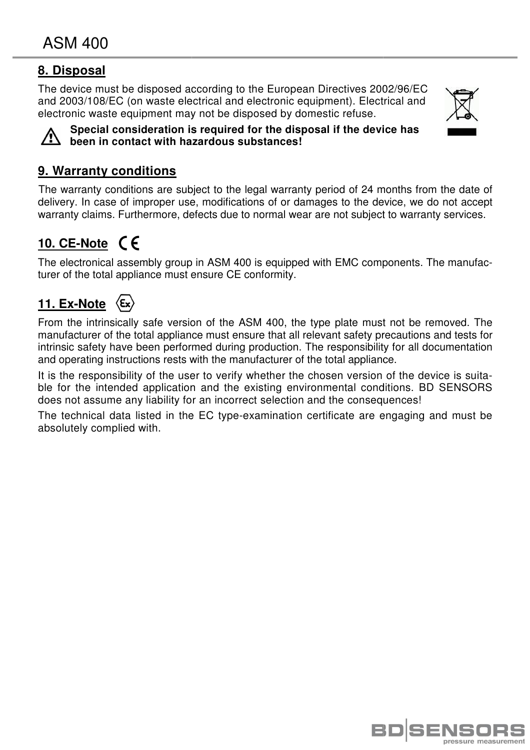## 8. Disposal

The device must be disposed according to the European Directives 2002/96/EC and 2003/108/EC (on waste electrical and electronic equipment). Electrical and electronic waste equipment may not be disposed by domestic refuse.

**Special consideration is required for the disposal if the device has been in contact with hazardous substances!**

## 9. Warranty conditions

The warranty conditions are subject to the legal warranty period of 24 months from the date of delivery. In case of improper use, modifications of or damages to the device, we do not accept warranty claims. Furthermore, defects due to normal wear are not subject to warranty services.

## 10. CE-Note

The electronical assembly group in ASM 400 is equipped with EMC components. The manufacturer of the total appliance must ensure CE conformity.

## 11. Ex-Note

From the intrinsically safe version of the ASM 400, the type plate must not be removed. The manufacturer of the total appliance must ensure that all relevant safety precautions and tests for intrinsic safety have been performed during production. The responsibility for all documentation and operating instructions rests with the manufacturer of the total appliance.

It is the responsibility of the user to verify whether the chosen version of the device is suitable for the intended application and the existing environmental conditions. BD SENSORS does not assume any liability for an incorrect selection and the consequences!

The technical data listed in the EC type-examination certificate are engaging and must be absolutely complied with.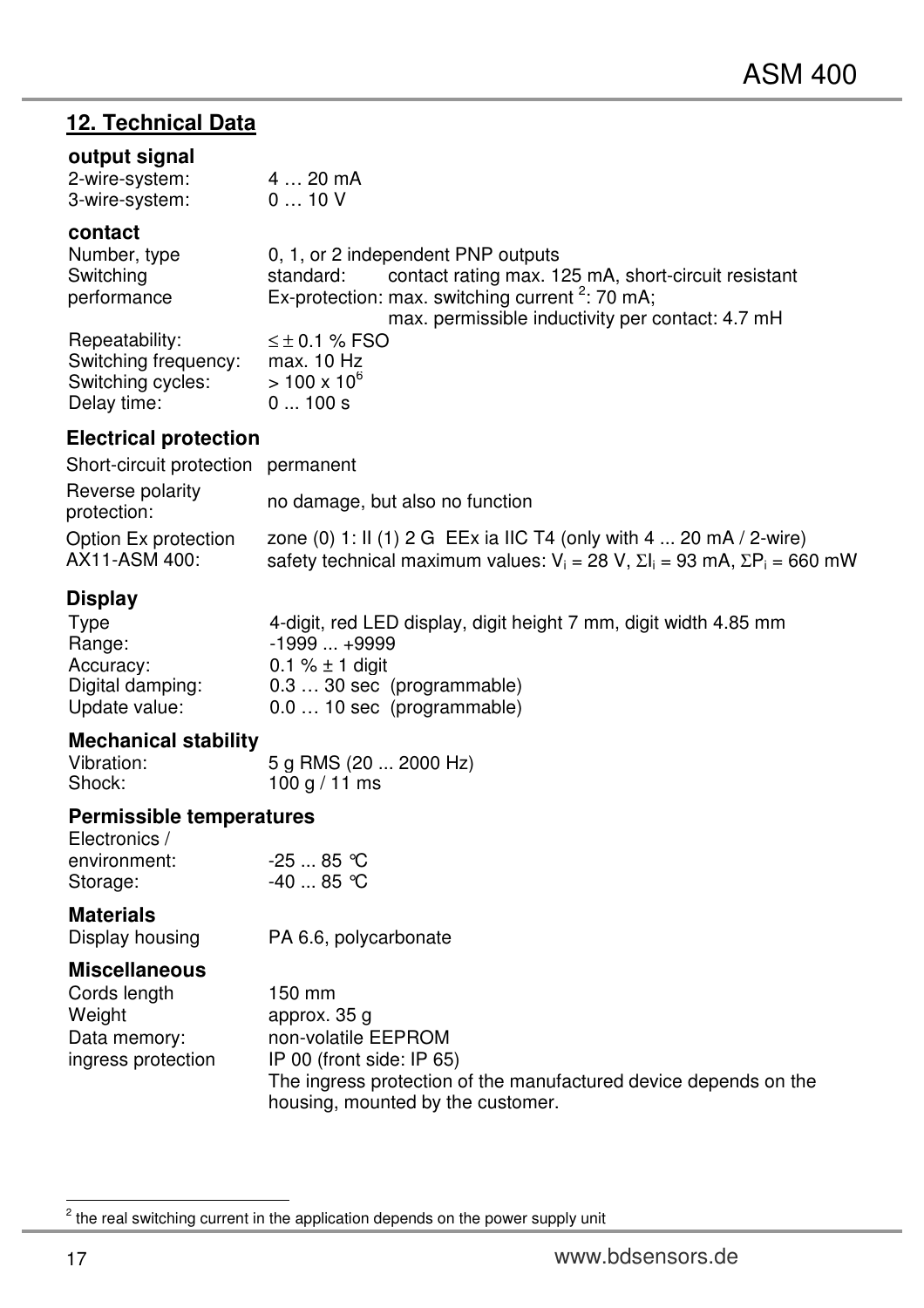## 12. Technical Data

### output signal

| | |
|---|---|
| 2-wire-system: | 4 … 20 mA |
| 3-wire-system: | 0 … 10 V |

### contact

| | |
|---|---|
| Number, type | 0, 1, or 2 independent PNP outputs |
| Switching performance | standard: contact rating max. 125 mA, short-circuit resistant<br>Ex-protection: max. switching current [2]: 70 mA; max. permissible inductivity per contact: 4.7 mH |
| Repeatability: | ≤ ± 0.1 % FSO |
| Switching frequency: | max. 10 Hz |
| Switching cycles: | > 100 x $10^6$ |
| Delay time: | 0 ... 100 s |

### Electrical protection

| | |
|---|---|
| Short-circuit protection | permanent |
| Reverse polarity protection: | no damage, but also no function |
| Option Ex protection AX11-ASM 400: | zone (0) 1: II (1) 2 G EEx ia IIC T4 (only with 4 ... 20 mA / 2-wire)<br>safety technical maximum values: $V_i$ = 28 V, $\Sigma I_i$ = 93 mA, $\Sigma P_i$ = 660 mW |

### Display

| | |
|---|---|
| Type | 4-digit, red LED display, digit height 7 mm, digit width 4.85 mm |
| Range: | -1999 ... +9999 |
| Accuracy: | 0.1 % ± 1 digit |
| Digital damping: | 0.3 … 30 sec (programmable) |
| Update value: | 0.0 … 10 sec (programmable) |

### Mechanical stability

| | |
|---|---|
| Vibration: | 5 g RMS (20 ... 2000 Hz) |
| Shock: | 100 g / 11 ms |

### Permissible temperatures

| | |
|---|---|
| Electronics / environment: | -25 ... 85 °C |
| Storage: | -40 ... 85 °C |

### Materials

| | |
|---|---|
| Display housing | PA 6.6, polycarbonate |

### Miscellaneous

| | |
|---|---|
| Cords length | 150 mm |
| Weight | approx. 35 g |
| Data memory: | non-volatile EEPROM |
| ingress protection | IP 00 (front side: IP 65)<br>The ingress protection of the manufactured device depends on the housing, mounted by the customer. |

---

[2] the real switching current in the application depends on the power supply unit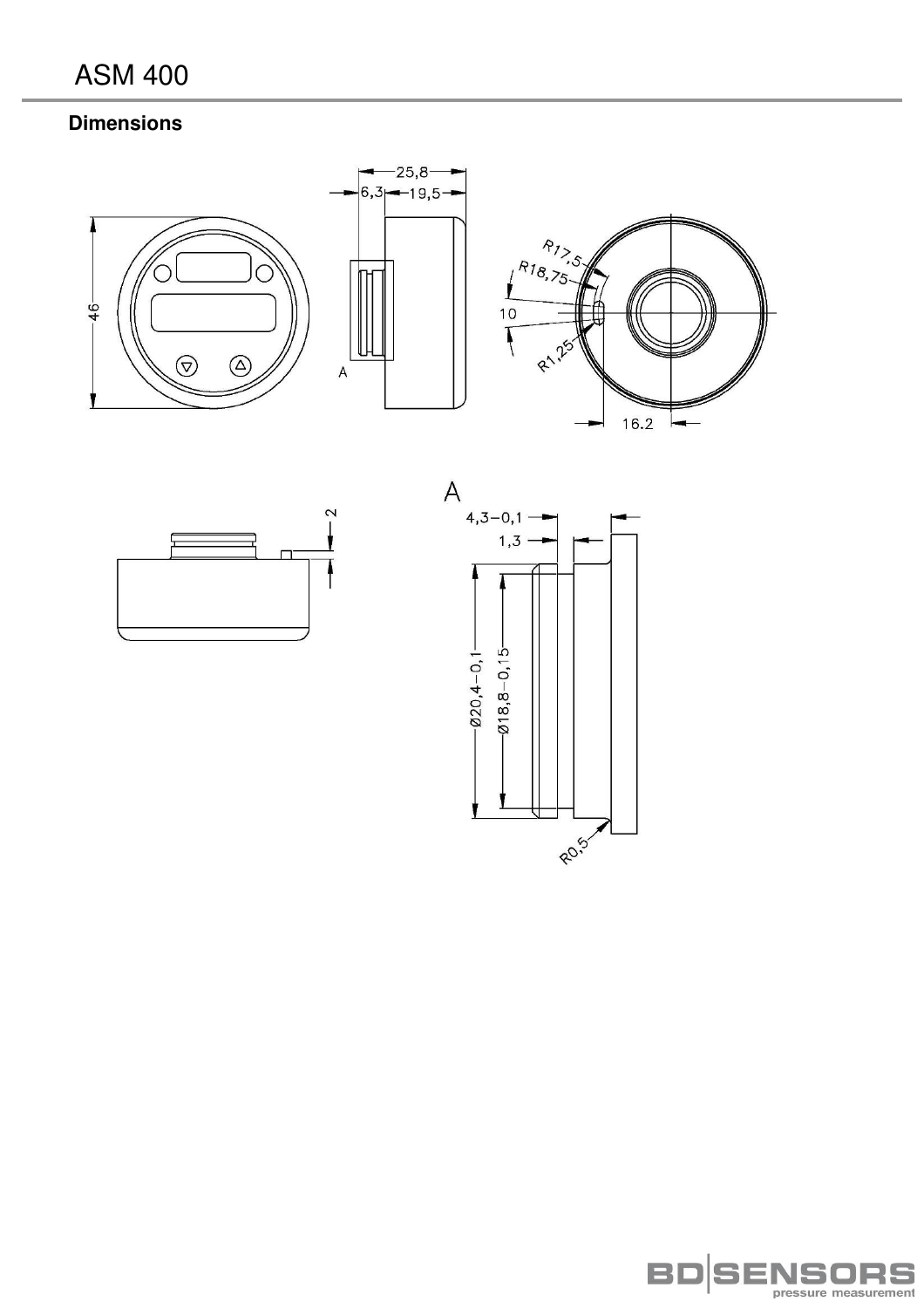# ASM 400

**Dimensions**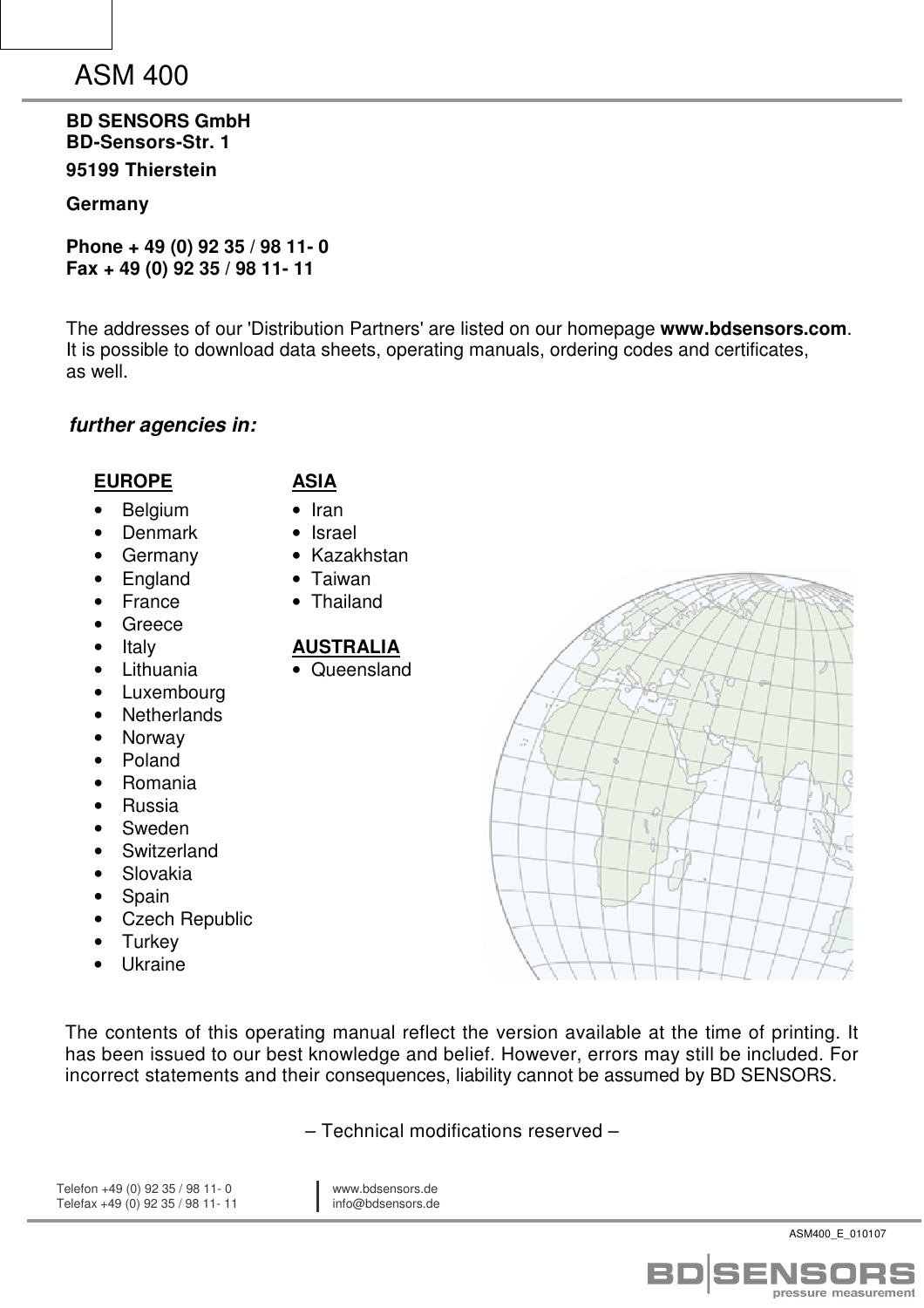# ASM 400

**BD SENSORS GmbH**
**BD-Sensors-Str. 1**
**95199 Thierstein**

**Germany**

**Phone + 49 (0) 92 35 / 98 11- 0**
**Fax + 49 (0) 92 35 / 98 11- 11**

The addresses of our 'Distribution Partners' are listed on our homepage **www.bdsensors.com**. It is possible to download data sheets, operating manuals, ordering codes and certificates, as well.

***further agencies in:***

**EUROPE**

- Belgium
- Denmark
- Germany
- England
- France
- Greece
- Italy
- Lithuania
- Luxembourg
- Netherlands
- Norway
- Poland
- Romania
- Russia
- Sweden
- Switzerland
- Slovakia
- Spain
- Czech Republic
- Turkey
- Ukraine

**ASIA**

- Iran
- Israel
- Kazakhstan
- Taiwan
- Thailand

**AUSTRALIA**

- Queensland

The contents of this operating manual reflect the version available at the time of printing. It has been issued to our best knowledge and belief. However, errors may still be included. For incorrect statements and their consequences, liability cannot be assumed by BD SENSORS.

– Technical modifications reserved –

Telefon +49 (0) 92 35 / 98 11- 0
Telefax +49 (0) 92 35 / 98 11- 11

www.bdsensors.de
info@bdsensors.de

ASM400_E_010107